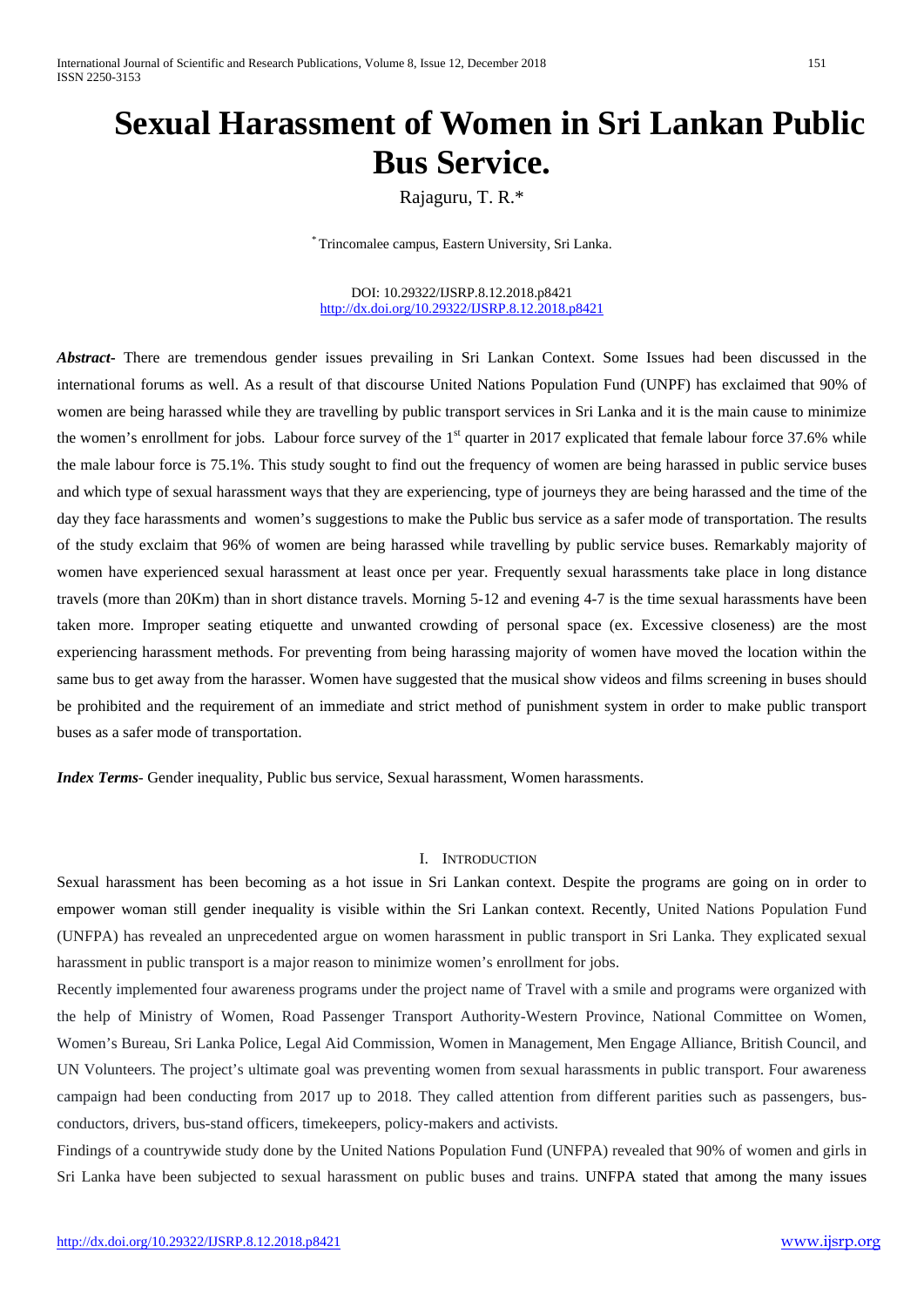# Sexual Harassment of Women in Sri Lankan Public Bus Service.

Rajaguru, T. R.*

* Trincomalee campus, Eastern University, Sri Lanka.

DOI: 10.29322/IJSRP.8.12.2018.p8421
http://dx.doi.org/10.29322/IJSRP.8.12.2018.p8421

***Abstract-*** There are tremendous gender issues prevailing in Sri Lankan Context. Some Issues had been discussed in the international forums as well. As a result of that discourse United Nations Population Fund (UNPF) has exclaimed that 90% of women are being harassed while they are travelling by public transport services in Sri Lanka and it is the main cause to minimize the women's enrollment for jobs. Labour force survey of the 1st quarter in 2017 explicated that female labour force 37.6% while the male labour force is 75.1%. This study sought to find out the frequency of women are being harassed in public service buses and which type of sexual harassment ways that they are experiencing, type of journeys they are being harassed and the time of the day they face harassments and women's suggestions to make the Public bus service as a safer mode of transportation. The results of the study exclaim that 96% of women are being harassed while travelling by public service buses. Remarkably majority of women have experienced sexual harassment at least once per year. Frequently sexual harassments take place in long distance travels (more than 20Km) than in short distance travels. Morning 5-12 and evening 4-7 is the time sexual harassments have been taken more. Improper seating etiquette and unwanted crowding of personal space (ex. Excessive closeness) are the most experiencing harassment methods. For preventing from being harassing majority of women have moved the location within the same bus to get away from the harasser. Women have suggested that the musical show videos and films screening in buses should be prohibited and the requirement of an immediate and strict method of punishment system in order to make public transport buses as a safer mode of transportation.

***Index Terms-*** Gender inequality, Public bus service, Sexual harassment, Women harassments.

## I. INTRODUCTION

Sexual harassment has been becoming as a hot issue in Sri Lankan context. Despite the programs are going on in order to empower woman still gender inequality is visible within the Sri Lankan context. Recently, United Nations Population Fund (UNFPA) has revealed an unprecedented argue on women harassment in public transport in Sri Lanka. They explicated sexual harassment in public transport is a major reason to minimize women's enrollment for jobs.

Recently implemented four awareness programs under the project name of Travel with a smile and programs were organized with the help of Ministry of Women, Road Passenger Transport Authority-Western Province, National Committee on Women, Women's Bureau, Sri Lanka Police, Legal Aid Commission, Women in Management, Men Engage Alliance, British Council, and UN Volunteers. The project's ultimate goal was preventing women from sexual harassments in public transport. Four awareness campaign had been conducting from 2017 up to 2018. They called attention from different parities such as passengers, bus-conductors, drivers, bus-stand officers, timekeepers, policy-makers and activists.

Findings of a countrywide study done by the United Nations Population Fund (UNFPA) revealed that 90% of women and girls in Sri Lanka have been subjected to sexual harassment on public buses and trains. UNFPA stated that among the many issues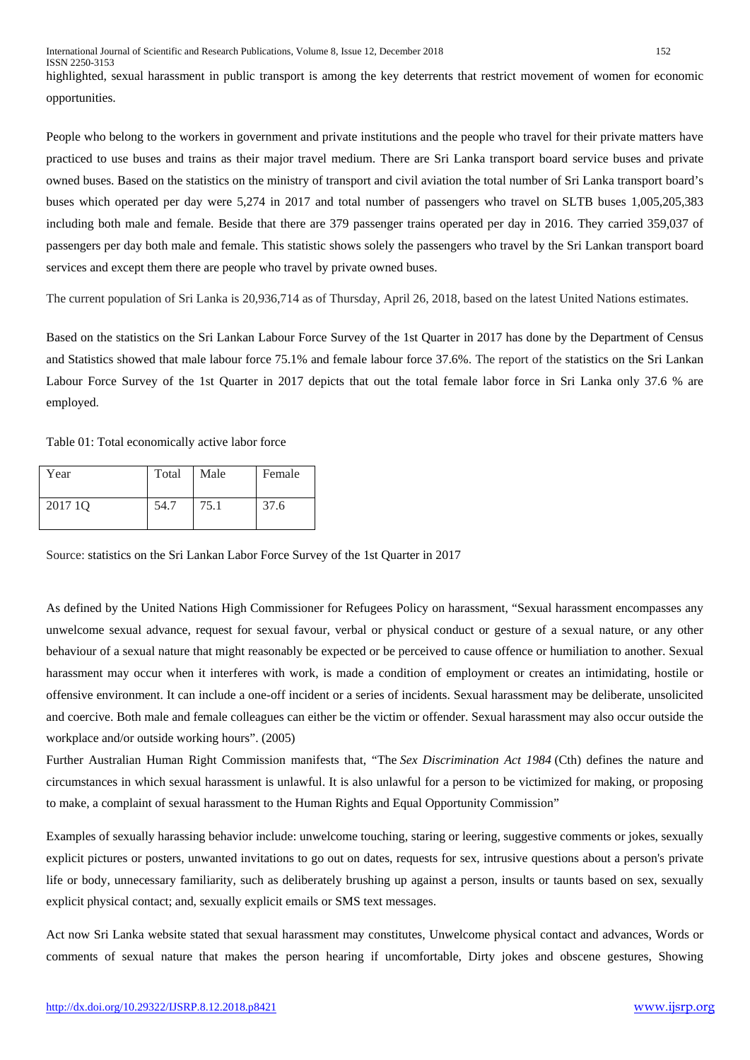highlighted, sexual harassment in public transport is among the key deterrents that restrict movement of women for economic opportunities.

People who belong to the workers in government and private institutions and the people who travel for their private matters have practiced to use buses and trains as their major travel medium. There are Sri Lanka transport board service buses and private owned buses. Based on the statistics on the ministry of transport and civil aviation the total number of Sri Lanka transport board's buses which operated per day were 5,274 in 2017 and total number of passengers who travel on SLTB buses 1,005,205,383 including both male and female. Beside that there are 379 passenger trains operated per day in 2016. They carried 359,037 of passengers per day both male and female. This statistic shows solely the passengers who travel by the Sri Lankan transport board services and except them there are people who travel by private owned buses.

The current population of Sri Lanka is 20,936,714 as of Thursday, April 26, 2018, based on the latest United Nations estimates.

Based on the statistics on the Sri Lankan Labour Force Survey of the 1st Quarter in 2017 has done by the Department of Census and Statistics showed that male labour force 75.1% and female labour force 37.6%. The report of the statistics on the Sri Lankan Labour Force Survey of the 1st Quarter in 2017 depicts that out the total female labor force in Sri Lanka only 37.6 % are employed.

Table 01: Total economically active labor force

| Year | Total | Male | Female |
|---|---|---|---|
| 2017 1Q | 54.7 | 75.1 | 37.6 |

Source: statistics on the Sri Lankan Labor Force Survey of the 1st Quarter in 2017

As defined by the United Nations High Commissioner for Refugees Policy on harassment, "Sexual harassment encompasses any unwelcome sexual advance, request for sexual favour, verbal or physical conduct or gesture of a sexual nature, or any other behaviour of a sexual nature that might reasonably be expected or be perceived to cause offence or humiliation to another. Sexual harassment may occur when it interferes with work, is made a condition of employment or creates an intimidating, hostile or offensive environment. It can include a one-off incident or a series of incidents. Sexual harassment may be deliberate, unsolicited and coercive. Both male and female colleagues can either be the victim or offender. Sexual harassment may also occur outside the workplace and/or outside working hours". (2005)

Further Australian Human Right Commission manifests that, "The *Sex Discrimination Act 1984* (Cth) defines the nature and circumstances in which sexual harassment is unlawful. It is also unlawful for a person to be victimized for making, or proposing to make, a complaint of sexual harassment to the Human Rights and Equal Opportunity Commission"

Examples of sexually harassing behavior include: unwelcome touching, staring or leering, suggestive comments or jokes, sexually explicit pictures or posters, unwanted invitations to go out on dates, requests for sex, intrusive questions about a person's private life or body, unnecessary familiarity, such as deliberately brushing up against a person, insults or taunts based on sex, sexually explicit physical contact; and, sexually explicit emails or SMS text messages.

Act now Sri Lanka website stated that sexual harassment may constitutes, Unwelcome physical contact and advances, Words or comments of sexual nature that makes the person hearing if uncomfortable, Dirty jokes and obscene gestures, Showing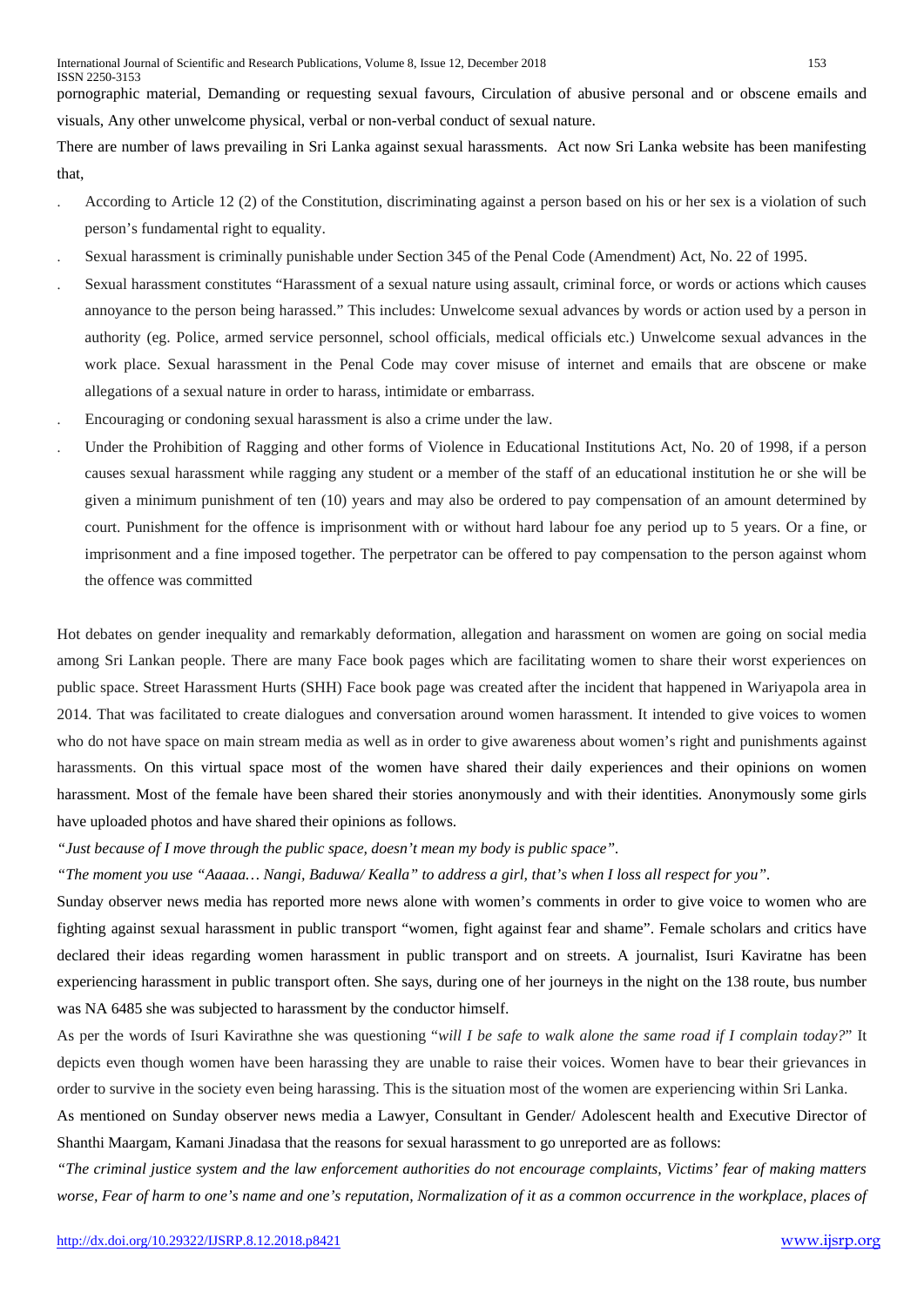pornographic material, Demanding or requesting sexual favours, Circulation of abusive personal and or obscene emails and visuals, Any other unwelcome physical, verbal or non-verbal conduct of sexual nature.

There are number of laws prevailing in Sri Lanka against sexual harassments. Act now Sri Lanka website has been manifesting that,

- According to Article 12 (2) of the Constitution, discriminating against a person based on his or her sex is a violation of such person's fundamental right to equality.
- Sexual harassment is criminally punishable under Section 345 of the Penal Code (Amendment) Act, No. 22 of 1995.
- Sexual harassment constitutes "Harassment of a sexual nature using assault, criminal force, or words or actions which causes annoyance to the person being harassed." This includes: Unwelcome sexual advances by words or action used by a person in authority (eg. Police, armed service personnel, school officials, medical officials etc.) Unwelcome sexual advances in the work place. Sexual harassment in the Penal Code may cover misuse of internet and emails that are obscene or make allegations of a sexual nature in order to harass, intimidate or embarrass.
- Encouraging or condoning sexual harassment is also a crime under the law.
- Under the Prohibition of Ragging and other forms of Violence in Educational Institutions Act, No. 20 of 1998, if a person causes sexual harassment while ragging any student or a member of the staff of an educational institution he or she will be given a minimum punishment of ten (10) years and may also be ordered to pay compensation of an amount determined by court. Punishment for the offence is imprisonment with or without hard labour foe any period up to 5 years. Or a fine, or imprisonment and a fine imposed together. The perpetrator can be offered to pay compensation to the person against whom the offence was committed

Hot debates on gender inequality and remarkably deformation, allegation and harassment on women are going on social media among Sri Lankan people. There are many Face book pages which are facilitating women to share their worst experiences on public space. Street Harassment Hurts (SHH) Face book page was created after the incident that happened in Wariyapola area in 2014. That was facilitated to create dialogues and conversation around women harassment. It intended to give voices to women who do not have space on main stream media as well as in order to give awareness about women's right and punishments against harassments. On this virtual space most of the women have shared their daily experiences and their opinions on women harassment. Most of the female have been shared their stories anonymously and with their identities. Anonymously some girls have uploaded photos and have shared their opinions as follows.

*"Just because of I move through the public space, doesn't mean my body is public space".*

*"The moment you use "Aaaaa… Nangi, Baduwa/ Kealla" to address a girl, that's when I loss all respect for you".*

Sunday observer news media has reported more news alone with women's comments in order to give voice to women who are fighting against sexual harassment in public transport "women, fight against fear and shame". Female scholars and critics have declared their ideas regarding women harassment in public transport and on streets. A journalist, Isuri Kaviratne has been experiencing harassment in public transport often. She says, during one of her journeys in the night on the 138 route, bus number was NA 6485 she was subjected to harassment by the conductor himself.

As per the words of Isuri Kavirathne she was questioning "*will I be safe to walk alone the same road if I complain today?*" It depicts even though women have been harassing they are unable to raise their voices. Women have to bear their grievances in order to survive in the society even being harassing. This is the situation most of the women are experiencing within Sri Lanka.

As mentioned on Sunday observer news media a Lawyer, Consultant in Gender/ Adolescent health and Executive Director of Shanthi Maargam, Kamani Jinadasa that the reasons for sexual harassment to go unreported are as follows:

*"The criminal justice system and the law enforcement authorities do not encourage complaints, Victims' fear of making matters worse, Fear of harm to one's name and one's reputation, Normalization of it as a common occurrence in the workplace, places of*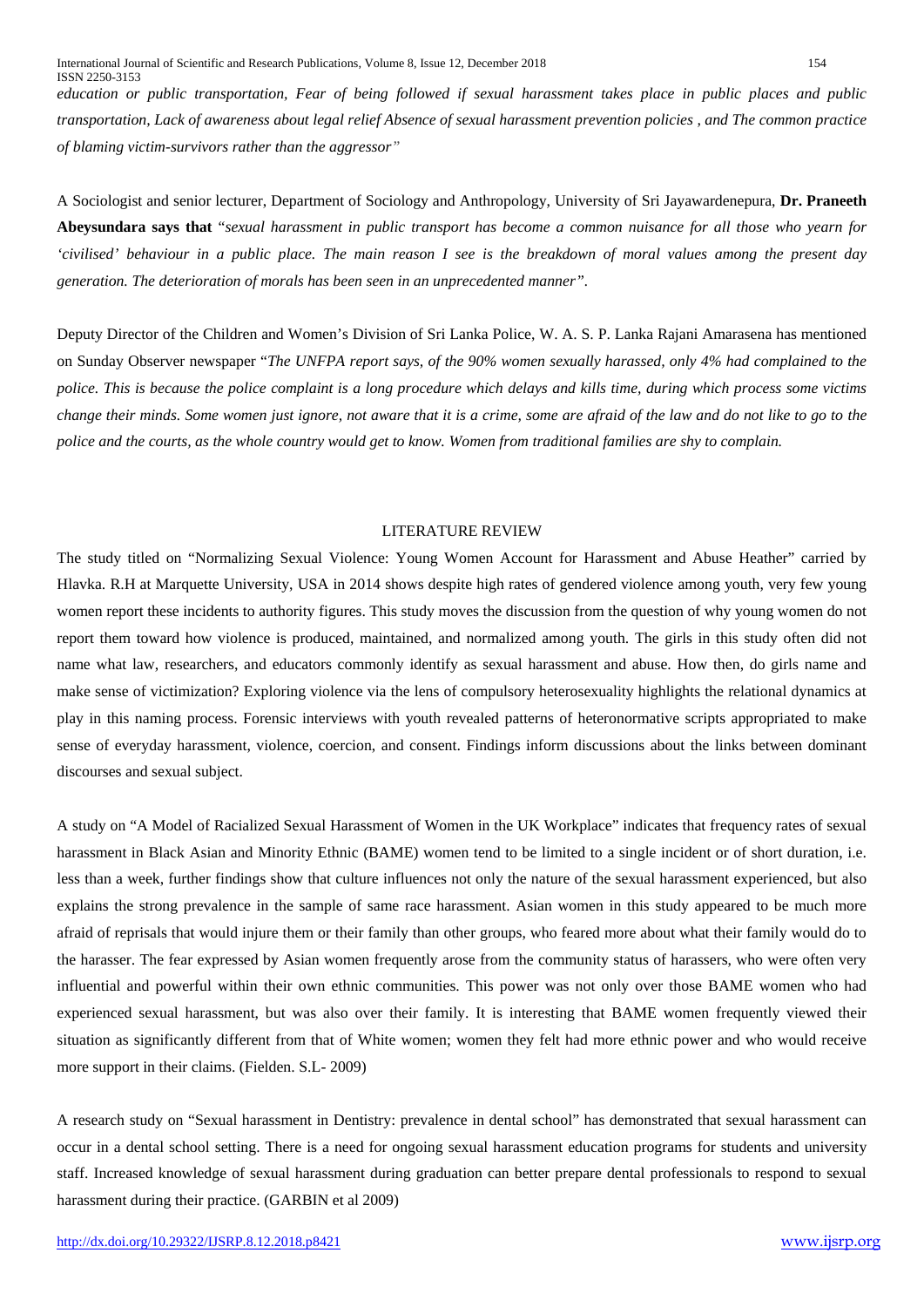*education or public transportation, Fear of being followed if sexual harassment takes place in public places and public transportation, Lack of awareness about legal relief Absence of sexual harassment prevention policies , and The common practice of blaming victim-survivors rather than the aggressor"*

A Sociologist and senior lecturer, Department of Sociology and Anthropology, University of Sri Jayawardenepura, **Dr. Praneeth Abeysundara says that** "*sexual harassment in public transport has become a common nuisance for all those who yearn for 'civilised' behaviour in a public place. The main reason I see is the breakdown of moral values among the present day generation. The deterioration of morals has been seen in an unprecedented manner"*.

Deputy Director of the Children and Women's Division of Sri Lanka Police, W. A. S. P. Lanka Rajani Amarasena has mentioned on Sunday Observer newspaper "*The UNFPA report says, of the 90% women sexually harassed, only 4% had complained to the police. This is because the police complaint is a long procedure which delays and kills time, during which process some victims change their minds. Some women just ignore, not aware that it is a crime, some are afraid of the law and do not like to go to the police and the courts, as the whole country would get to know. Women from traditional families are shy to complain.*

## LITERATURE REVIEW

The study titled on "Normalizing Sexual Violence: Young Women Account for Harassment and Abuse Heather" carried by Hlavka. R.H at Marquette University, USA in 2014 shows despite high rates of gendered violence among youth, very few young women report these incidents to authority figures. This study moves the discussion from the question of why young women do not report them toward how violence is produced, maintained, and normalized among youth. The girls in this study often did not name what law, researchers, and educators commonly identify as sexual harassment and abuse. How then, do girls name and make sense of victimization? Exploring violence via the lens of compulsory heterosexuality highlights the relational dynamics at play in this naming process. Forensic interviews with youth revealed patterns of heteronormative scripts appropriated to make sense of everyday harassment, violence, coercion, and consent. Findings inform discussions about the links between dominant discourses and sexual subject.

A study on "A Model of Racialized Sexual Harassment of Women in the UK Workplace" indicates that frequency rates of sexual harassment in Black Asian and Minority Ethnic (BAME) women tend to be limited to a single incident or of short duration, i.e. less than a week, further findings show that culture influences not only the nature of the sexual harassment experienced, but also explains the strong prevalence in the sample of same race harassment. Asian women in this study appeared to be much more afraid of reprisals that would injure them or their family than other groups, who feared more about what their family would do to the harasser. The fear expressed by Asian women frequently arose from the community status of harassers, who were often very influential and powerful within their own ethnic communities. This power was not only over those BAME women who had experienced sexual harassment, but was also over their family. It is interesting that BAME women frequently viewed their situation as significantly different from that of White women; women they felt had more ethnic power and who would receive more support in their claims. (Fielden. S.L- 2009)

A research study on "Sexual harassment in Dentistry: prevalence in dental school" has demonstrated that sexual harassment can occur in a dental school setting. There is a need for ongoing sexual harassment education programs for students and university staff. Increased knowledge of sexual harassment during graduation can better prepare dental professionals to respond to sexual harassment during their practice. (GARBIN et al 2009)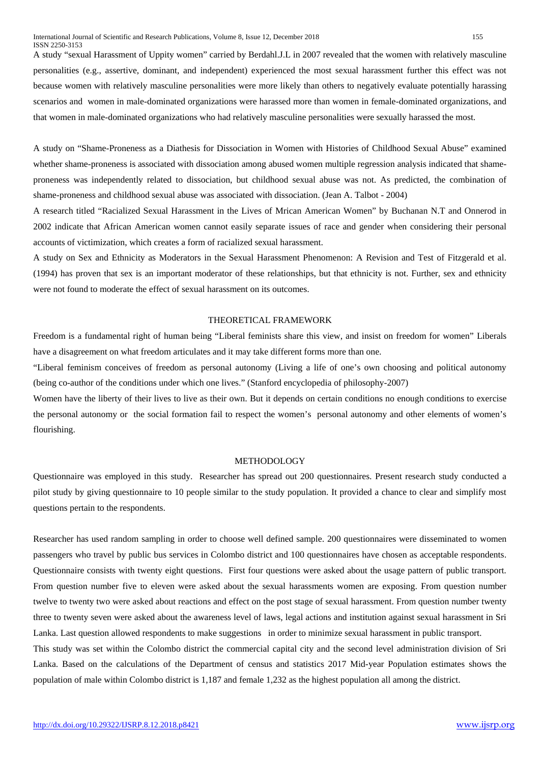A study "sexual Harassment of Uppity women" carried by Berdahl.J.L in 2007 revealed that the women with relatively masculine personalities (e.g., assertive, dominant, and independent) experienced the most sexual harassment further this effect was not because women with relatively masculine personalities were more likely than others to negatively evaluate potentially harassing scenarios and women in male-dominated organizations were harassed more than women in female-dominated organizations, and that women in male-dominated organizations who had relatively masculine personalities were sexually harassed the most.

A study on "Shame-Proneness as a Diathesis for Dissociation in Women with Histories of Childhood Sexual Abuse" examined whether shame-proneness is associated with dissociation among abused women multiple regression analysis indicated that shame-proneness was independently related to dissociation, but childhood sexual abuse was not. As predicted, the combination of shame-proneness and childhood sexual abuse was associated with dissociation. (Jean A. Talbot - 2004)

A research titled "Racialized Sexual Harassment in the Lives of Mrican American Women" by Buchanan N.T and Onnerod in 2002 indicate that African American women cannot easily separate issues of race and gender when considering their personal accounts of victimization, which creates a form of racialized sexual harassment.

A study on Sex and Ethnicity as Moderators in the Sexual Harassment Phenomenon: A Revision and Test of Fitzgerald et al. (1994) has proven that sex is an important moderator of these relationships, but that ethnicity is not. Further, sex and ethnicity were not found to moderate the effect of sexual harassment on its outcomes.

## THEORETICAL FRAMEWORK

Freedom is a fundamental right of human being "Liberal feminists share this view, and insist on freedom for women" Liberals have a disagreement on what freedom articulates and it may take different forms more than one.

"Liberal feminism conceives of freedom as personal autonomy (Living a life of one's own choosing and political autonomy (being co-author of the conditions under which one lives." (Stanford encyclopedia of philosophy-2007)

Women have the liberty of their lives to live as their own. But it depends on certain conditions no enough conditions to exercise the personal autonomy or the social formation fail to respect the women's personal autonomy and other elements of women's flourishing.

## METHODOLOGY

Questionnaire was employed in this study. Researcher has spread out 200 questionnaires. Present research study conducted a pilot study by giving questionnaire to 10 people similar to the study population. It provided a chance to clear and simplify most questions pertain to the respondents.

Researcher has used random sampling in order to choose well defined sample. 200 questionnaires were disseminated to women passengers who travel by public bus services in Colombo district and 100 questionnaires have chosen as acceptable respondents. Questionnaire consists with twenty eight questions. First four questions were asked about the usage pattern of public transport. From question number five to eleven were asked about the sexual harassments women are exposing. From question number twelve to twenty two were asked about reactions and effect on the post stage of sexual harassment. From question number twenty three to twenty seven were asked about the awareness level of laws, legal actions and institution against sexual harassment in Sri Lanka. Last question allowed respondents to make suggestions in order to minimize sexual harassment in public transport.

This study was set within the Colombo district the commercial capital city and the second level administration division of Sri Lanka. Based on the calculations of the Department of census and statistics 2017 Mid-year Population estimates shows the population of male within Colombo district is 1,187 and female 1,232 as the highest population all among the district.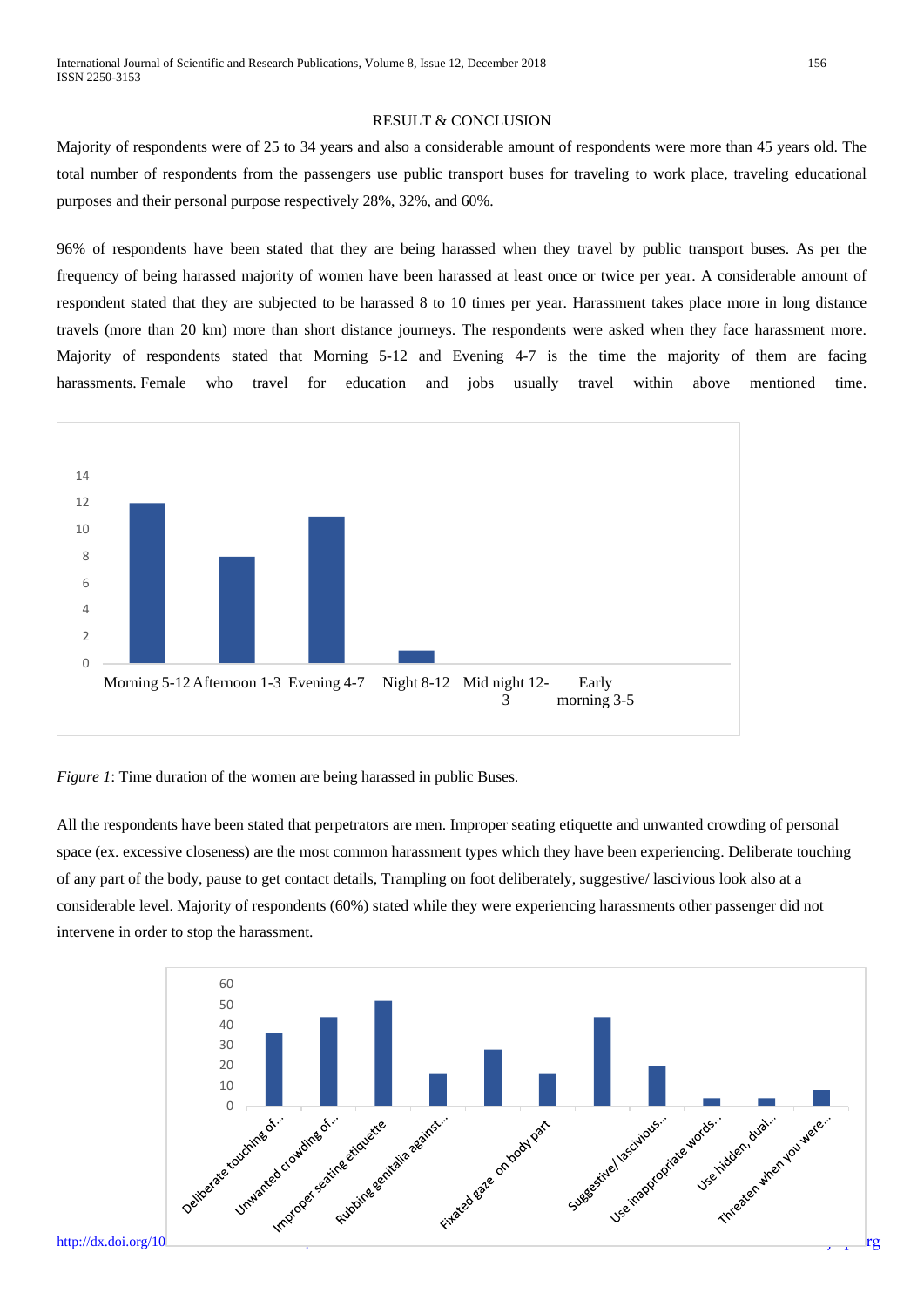## RESULT & CONCLUSION

Majority of respondents were of 25 to 34 years and also a considerable amount of respondents were more than 45 years old. The total number of respondents from the passengers use public transport buses for traveling to work place, traveling educational purposes and their personal purpose respectively 28%, 32%, and 60%.

96% of respondents have been stated that they are being harassed when they travel by public transport buses. As per the frequency of being harassed majority of women have been harassed at least once or twice per year. A considerable amount of respondent stated that they are subjected to be harassed 8 to 10 times per year. Harassment takes place more in long distance travels (more than 20 km) more than short distance journeys. The respondents were asked when they face harassment more. Majority of respondents stated that Morning 5-12 and Evening 4-7 is the time the majority of them are facing harassments. Female who travel for education and jobs usually travel within above mentioned time.

*Figure 1*: Time duration of the women are being harassed in public Buses.

All the respondents have been stated that perpetrators are men. Improper seating etiquette and unwanted crowding of personal space (ex. excessive closeness) are the most common harassment types which they have been experiencing. Deliberate touching of any part of the body, pause to get contact details, Trampling on foot deliberately, suggestive/ lascivious look also at a considerable level. Majority of respondents (60%) stated while they were experiencing harassments other passenger did not intervene in order to stop the harassment.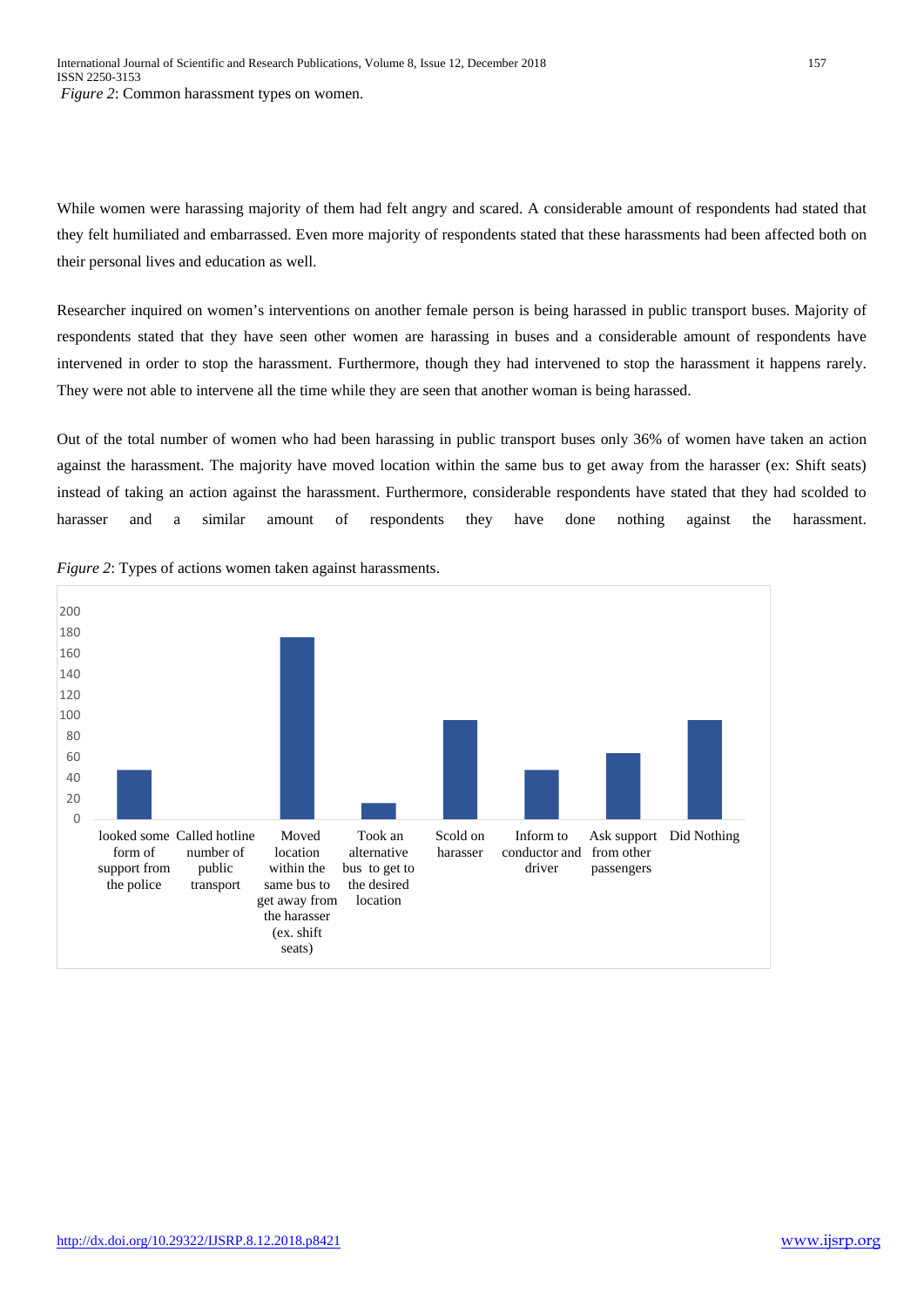*Figure 2*: Common harassment types on women.

While women were harassing majority of them had felt angry and scared. A considerable amount of respondents had stated that they felt humiliated and embarrassed. Even more majority of respondents stated that these harassments had been affected both on their personal lives and education as well.

Researcher inquired on women's interventions on another female person is being harassed in public transport buses. Majority of respondents stated that they have seen other women are harassing in buses and a considerable amount of respondents have intervened in order to stop the harassment. Furthermore, though they had intervened to stop the harassment it happens rarely. They were not able to intervene all the time while they are seen that another woman is being harassed.

Out of the total number of women who had been harassing in public transport buses only 36% of women have taken an action against the harassment. The majority have moved location within the same bus to get away from the harasser (ex: Shift seats) instead of taking an action against the harassment. Furthermore, considerable respondents have stated that they had scolded to harasser and a similar amount of respondents they have done nothing against the harassment.

*Figure 2*: Types of actions women taken against harassments.

| Action | Value |
|---|---|
| looked some form of support from the police | 48 |
| Called hotline number of public transport | 0 |
| Moved location within the same bus to get away from the harasser (ex. shift seats) | 176 |
| Took an alternative bus to get to the desired location | 16 |
| Scold on harasser | 96 |
| Inform to conductor and driver | 48 |
| Ask support from other passengers | 64 |
| Did Nothing | 96 |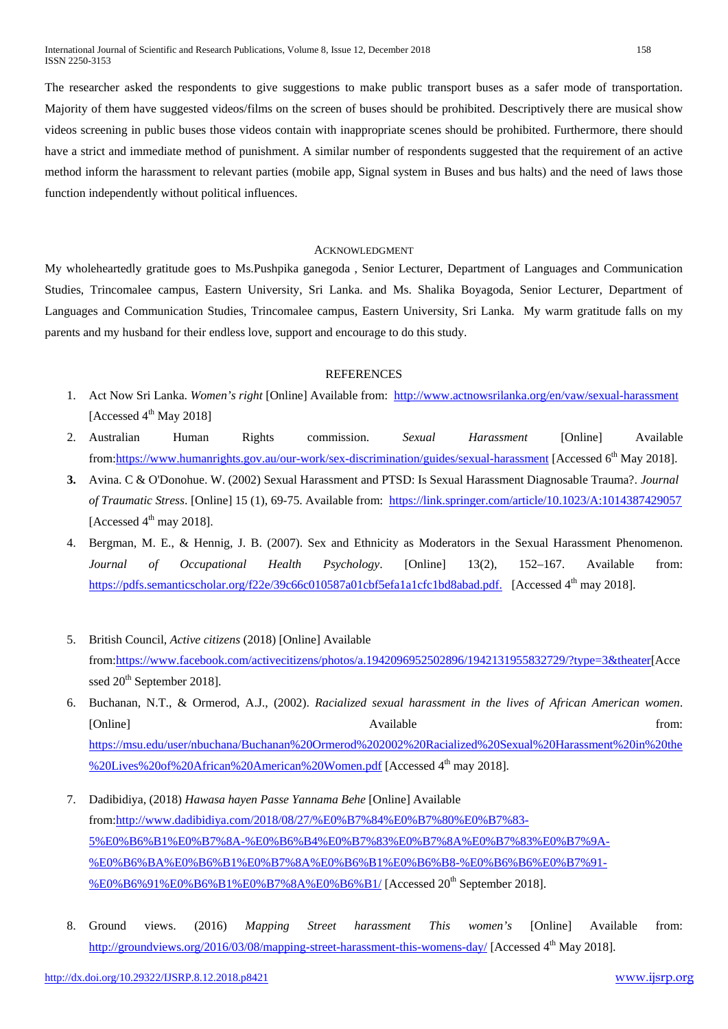The researcher asked the respondents to give suggestions to make public transport buses as a safer mode of transportation. Majority of them have suggested videos/films on the screen of buses should be prohibited. Descriptively there are musical show videos screening in public buses those videos contain with inappropriate scenes should be prohibited. Furthermore, there should have a strict and immediate method of punishment. A similar number of respondents suggested that the requirement of an active method inform the harassment to relevant parties (mobile app, Signal system in Buses and bus halts) and the need of laws those function independently without political influences.

## ACKNOWLEDGMENT

My wholeheartedly gratitude goes to Ms.Pushpika ganegoda , Senior Lecturer, Department of Languages and Communication Studies, Trincomalee campus, Eastern University, Sri Lanka. and Ms. Shalika Boyagoda, Senior Lecturer, Department of Languages and Communication Studies, Trincomalee campus, Eastern University, Sri Lanka. My warm gratitude falls on my parents and my husband for their endless love, support and encourage to do this study.

## REFERENCES

1. Act Now Sri Lanka. *Women's right* [Online] Available from: http://www.actnowsrilanka.org/en/vaw/sexual-harassment [Accessed 4th May 2018]
2. Australian Human Rights commission. *Sexual Harassment* [Online] Available from:https://www.humanrights.gov.au/our-work/sex-discrimination/guides/sexual-harassment [Accessed 6th May 2018].
3. Avina. C & O'Donohue. W. (2002) Sexual Harassment and PTSD: Is Sexual Harassment Diagnosable Trauma?. *Journal of Traumatic Stress*. [Online] 15 (1), 69-75. Available from: https://link.springer.com/article/10.1023/A:1014387429057 [Accessed 4th may 2018].
4. Bergman, M. E., & Hennig, J. B. (2007). Sex and Ethnicity as Moderators in the Sexual Harassment Phenomenon. *Journal of Occupational Health Psychology*. [Online] 13(2), 152–167. Available from: https://pdfs.semanticscholar.org/f22e/39c66c010587a01cbf5efa1a1cfc1bd8abad.pdf. [Accessed 4th may 2018].
5. British Council, *Active citizens* (2018) [Online] Available from:https://www.facebook.com/activecitizens/photos/a.1942096952502896/1942131955832729/?type=3&theater[Accessed 20th September 2018].
6. Buchanan, N.T., & Ormerod, A.J., (2002). *Racialized sexual harassment in the lives of African American women*. [Online] Available from: https://msu.edu/user/nbuchana/Buchanan%20Ormerod%202002%20Racialized%20Sexual%20Harassment%20in%20the%20Lives%20of%20African%20American%20Women.pdf [Accessed 4th may 2018].
7. Dadibidiya, (2018) *Hawasa hayen Passe Yannama Behe* [Online] Available from:http://www.dadibidiya.com/2018/08/27/%E0%B7%84%E0%B7%80%E0%B7%83-5%E0%B6%B1%E0%B7%8A-%E0%B6%B4%E0%B7%83%E0%B7%8A%E0%B7%83%E0%B7%9A-%E0%B6%BA%E0%B6%B1%E0%B7%8A%E0%B6%B1%E0%B6%B8-%E0%B6%B6%E0%B7%91-%E0%B6%91%E0%B6%B1%E0%B7%8A%E0%B6%B1/ [Accessed 20th September 2018].
8. Ground views. (2016) *Mapping Street harassment This women's* [Online] Available from: http://groundviews.org/2016/03/08/mapping-street-harassment-this-womens-day/ [Accessed 4th May 2018].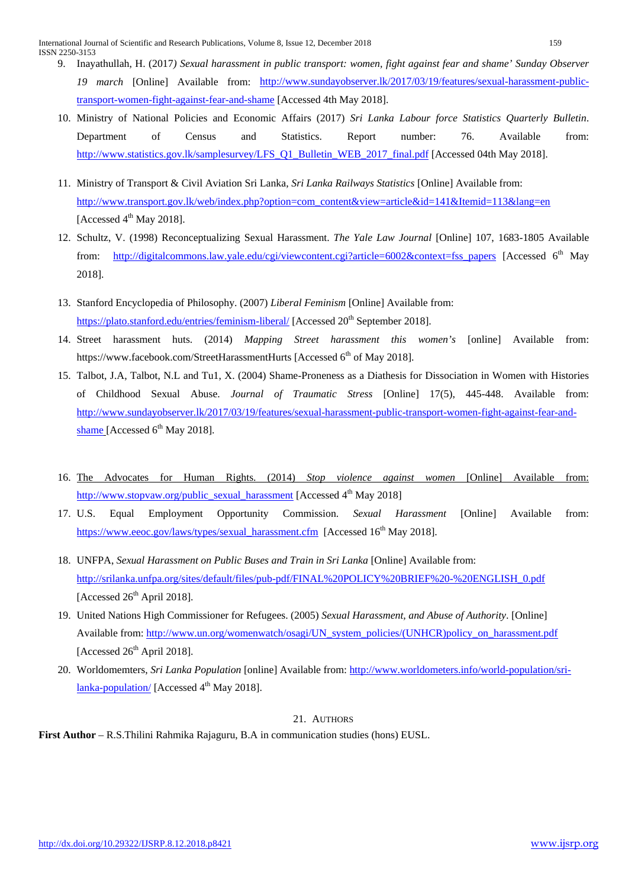9. Inayathullah, H. (2017*) Sexual harassment in public transport: women, fight against fear and shame' Sunday Observer 19 march* [Online] Available from: http://www.sundayobserver.lk/2017/03/19/features/sexual-harassment-public-transport-women-fight-against-fear-and-shame [Accessed 4th May 2018].
10. Ministry of National Policies and Economic Affairs (2017) *Sri Lanka Labour force Statistics Quarterly Bulletin*. Department of Census and Statistics. Report number: 76. Available from: http://www.statistics.gov.lk/samplesurvey/LFS_Q1_Bulletin_WEB_2017_final.pdf [Accessed 04th May 2018].
11. Ministry of Transport & Civil Aviation Sri Lanka, *Sri Lanka Railways Statistics* [Online] Available from: http://www.transport.gov.lk/web/index.php?option=com_content&view=article&id=141&Itemid=113&lang=en [Accessed 4th May 2018].
12. Schultz, V. (1998) Reconceptualizing Sexual Harassment. *The Yale Law Journal* [Online] 107, 1683-1805 Available from: http://digitalcommons.law.yale.edu/cgi/viewcontent.cgi?article=6002&context=fss_papers [Accessed 6th May 2018].
13. Stanford Encyclopedia of Philosophy. (2007) *Liberal Feminism* [Online] Available from: https://plato.stanford.edu/entries/feminism-liberal/ [Accessed 20th September 2018].
14. Street harassment huts. (2014) *Mapping Street harassment this women's* [online] Available from: https://www.facebook.com/StreetHarassmentHurts [Accessed 6th of May 2018].
15. Talbot, J.A, Talbot, N.L and Tu1, X. (2004) Shame-Proneness as a Diathesis for Dissociation in Women with Histories of Childhood Sexual Abuse. *Journal of Traumatic Stress* [Online] 17(5), 445-448. Available from: http://www.sundayobserver.lk/2017/03/19/features/sexual-harassment-public-transport-women-fight-against-fear-and-shame [Accessed 6th May 2018].
16. The Advocates for Human Rights. (2014) *Stop violence against women* [Online] Available from: http://www.stopvaw.org/public_sexual_harassment [Accessed 4th May 2018]
17. U.S. Equal Employment Opportunity Commission. *Sexual Harassment* [Online] Available from: https://www.eeoc.gov/laws/types/sexual_harassment.cfm [Accessed 16th May 2018].
18. UNFPA, *Sexual Harassment on Public Buses and Train in Sri Lanka* [Online] Available from: http://srilanka.unfpa.org/sites/default/files/pub-pdf/FINAL%20POLICY%20BRIEF%20-%20ENGLISH_0.pdf [Accessed 26th April 2018].
19. United Nations High Commissioner for Refugees. (2005) *Sexual Harassment, and Abuse of Authority*. [Online] Available from: http://www.un.org/womenwatch/osagi/UN_system_policies/(UNHCR)policy_on_harassment.pdf [Accessed 26th April 2018].
20. Worldomemters, *Sri Lanka Population* [online] Available from: http://www.worldometers.info/world-population/sri-lanka-population/ [Accessed 4th May 2018].

## 21. Authors

**First Author** – R.S.Thilini Rahmika Rajaguru, B.A in communication studies (hons) EUSL.